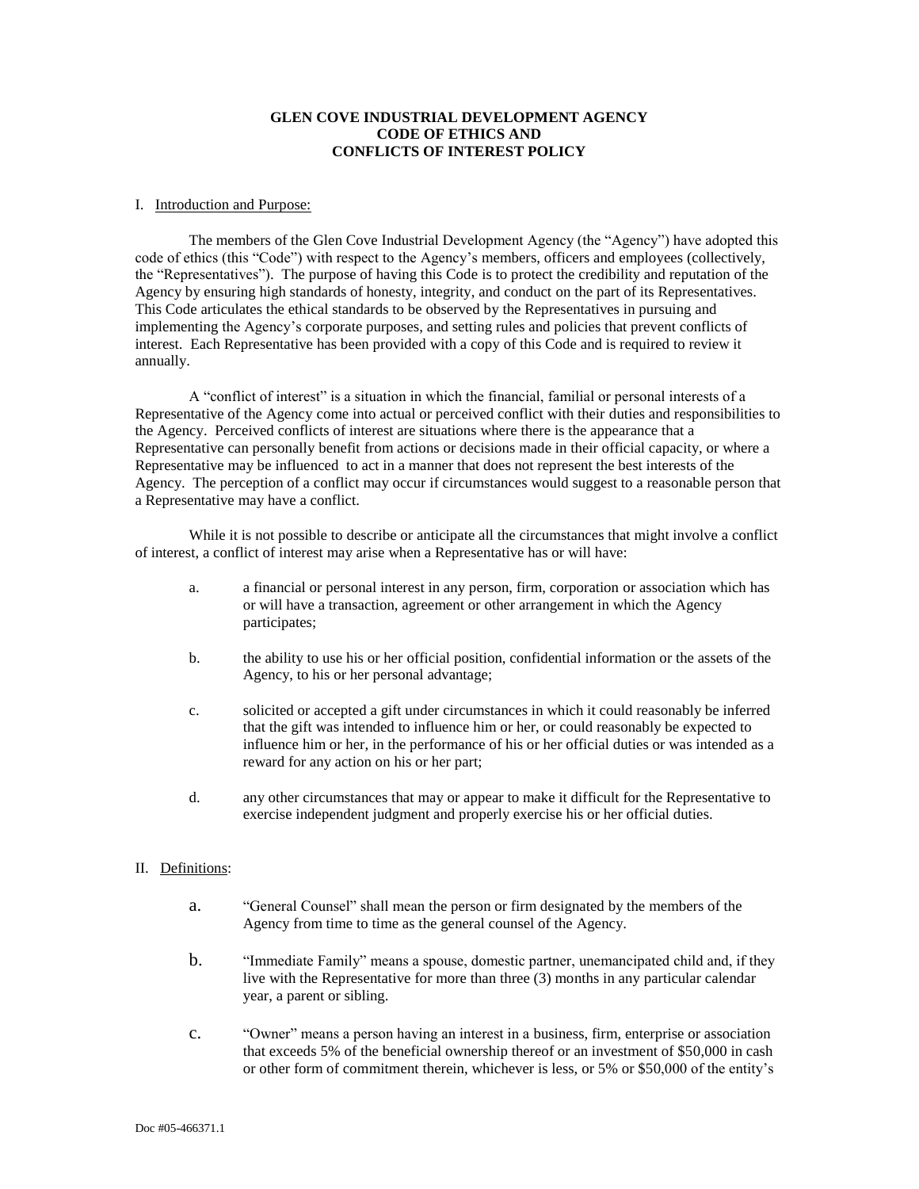# GLEN COVE INDUSTRIAL DEVELOPMENT AGENCY
# CODE OF ETHICS AND
# CONFLICTS OF INTEREST POLICY

## I. Introduction and Purpose:

The members of the Glen Cove Industrial Development Agency (the "Agency") have adopted this code of ethics (this "Code") with respect to the Agency's members, officers and employees (collectively, the "Representatives"). The purpose of having this Code is to protect the credibility and reputation of the Agency by ensuring high standards of honesty, integrity, and conduct on the part of its Representatives. This Code articulates the ethical standards to be observed by the Representatives in pursuing and implementing the Agency's corporate purposes, and setting rules and policies that prevent conflicts of interest. Each Representative has been provided with a copy of this Code and is required to review it annually.

A "conflict of interest" is a situation in which the financial, familial or personal interests of a Representative of the Agency come into actual or perceived conflict with their duties and responsibilities to the Agency. Perceived conflicts of interest are situations where there is the appearance that a Representative can personally benefit from actions or decisions made in their official capacity, or where a Representative may be influenced to act in a manner that does not represent the best interests of the Agency. The perception of a conflict may occur if circumstances would suggest to a reasonable person that a Representative may have a conflict.

While it is not possible to describe or anticipate all the circumstances that might involve a conflict of interest, a conflict of interest may arise when a Representative has or will have:

a. a financial or personal interest in any person, firm, corporation or association which has or will have a transaction, agreement or other arrangement in which the Agency participates;

b. the ability to use his or her official position, confidential information or the assets of the Agency, to his or her personal advantage;

c. solicited or accepted a gift under circumstances in which it could reasonably be inferred that the gift was intended to influence him or her, or could reasonably be expected to influence him or her, in the performance of his or her official duties or was intended as a reward for any action on his or her part;

d. any other circumstances that may or appear to make it difficult for the Representative to exercise independent judgment and properly exercise his or her official duties.

## II. Definitions:

a. "General Counsel" shall mean the person or firm designated by the members of the Agency from time to time as the general counsel of the Agency.

b. "Immediate Family" means a spouse, domestic partner, unemancipated child and, if they live with the Representative for more than three (3) months in any particular calendar year, a parent or sibling.

c. "Owner" means a person having an interest in a business, firm, enterprise or association that exceeds 5% of the beneficial ownership thereof or an investment of $50,000 in cash or other form of commitment therein, whichever is less, or 5% or $50,000 of the entity's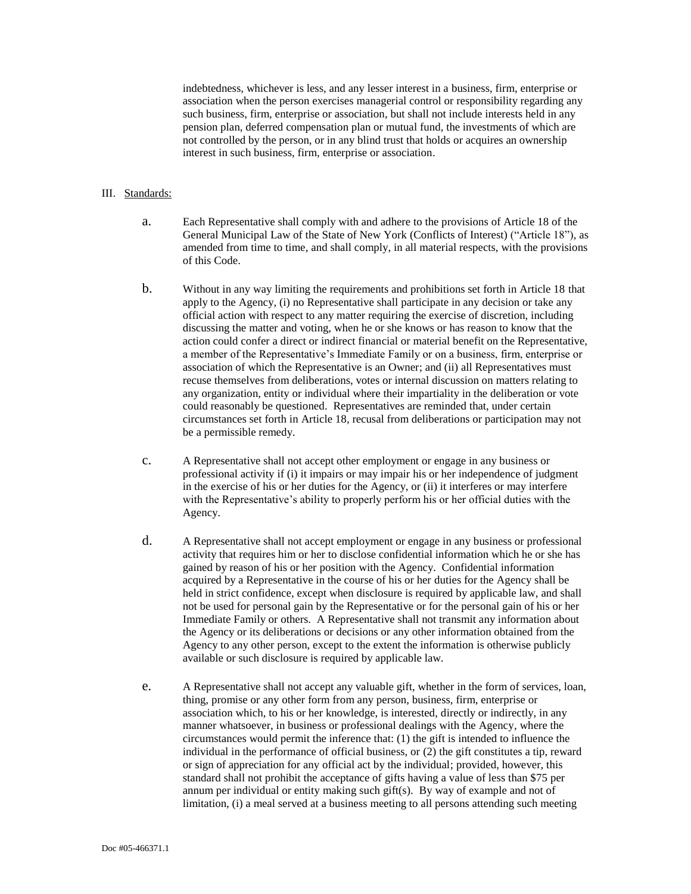indebtedness, whichever is less, and any lesser interest in a business, firm, enterprise or association when the person exercises managerial control or responsibility regarding any such business, firm, enterprise or association, but shall not include interests held in any pension plan, deferred compensation plan or mutual fund, the investments of which are not controlled by the person, or in any blind trust that holds or acquires an ownership interest in such business, firm, enterprise or association.

## III. Standards:

a. Each Representative shall comply with and adhere to the provisions of Article 18 of the General Municipal Law of the State of New York (Conflicts of Interest) ("Article 18"), as amended from time to time, and shall comply, in all material respects, with the provisions of this Code.

b. Without in any way limiting the requirements and prohibitions set forth in Article 18 that apply to the Agency, (i) no Representative shall participate in any decision or take any official action with respect to any matter requiring the exercise of discretion, including discussing the matter and voting, when he or she knows or has reason to know that the action could confer a direct or indirect financial or material benefit on the Representative, a member of the Representative's Immediate Family or on a business, firm, enterprise or association of which the Representative is an Owner; and (ii) all Representatives must recuse themselves from deliberations, votes or internal discussion on matters relating to any organization, entity or individual where their impartiality in the deliberation or vote could reasonably be questioned. Representatives are reminded that, under certain circumstances set forth in Article 18, recusal from deliberations or participation may not be a permissible remedy.

c. A Representative shall not accept other employment or engage in any business or professional activity if (i) it impairs or may impair his or her independence of judgment in the exercise of his or her duties for the Agency, or (ii) it interferes or may interfere with the Representative's ability to properly perform his or her official duties with the Agency.

d. A Representative shall not accept employment or engage in any business or professional activity that requires him or her to disclose confidential information which he or she has gained by reason of his or her position with the Agency. Confidential information acquired by a Representative in the course of his or her duties for the Agency shall be held in strict confidence, except when disclosure is required by applicable law, and shall not be used for personal gain by the Representative or for the personal gain of his or her Immediate Family or others. A Representative shall not transmit any information about the Agency or its deliberations or decisions or any other information obtained from the Agency to any other person, except to the extent the information is otherwise publicly available or such disclosure is required by applicable law.

e. A Representative shall not accept any valuable gift, whether in the form of services, loan, thing, promise or any other form from any person, business, firm, enterprise or association which, to his or her knowledge, is interested, directly or indirectly, in any manner whatsoever, in business or professional dealings with the Agency, where the circumstances would permit the inference that: (1) the gift is intended to influence the individual in the performance of official business, or (2) the gift constitutes a tip, reward or sign of appreciation for any official act by the individual; provided, however, this standard shall not prohibit the acceptance of gifts having a value of less than $75 per annum per individual or entity making such gift(s). By way of example and not of limitation, (i) a meal served at a business meeting to all persons attending such meeting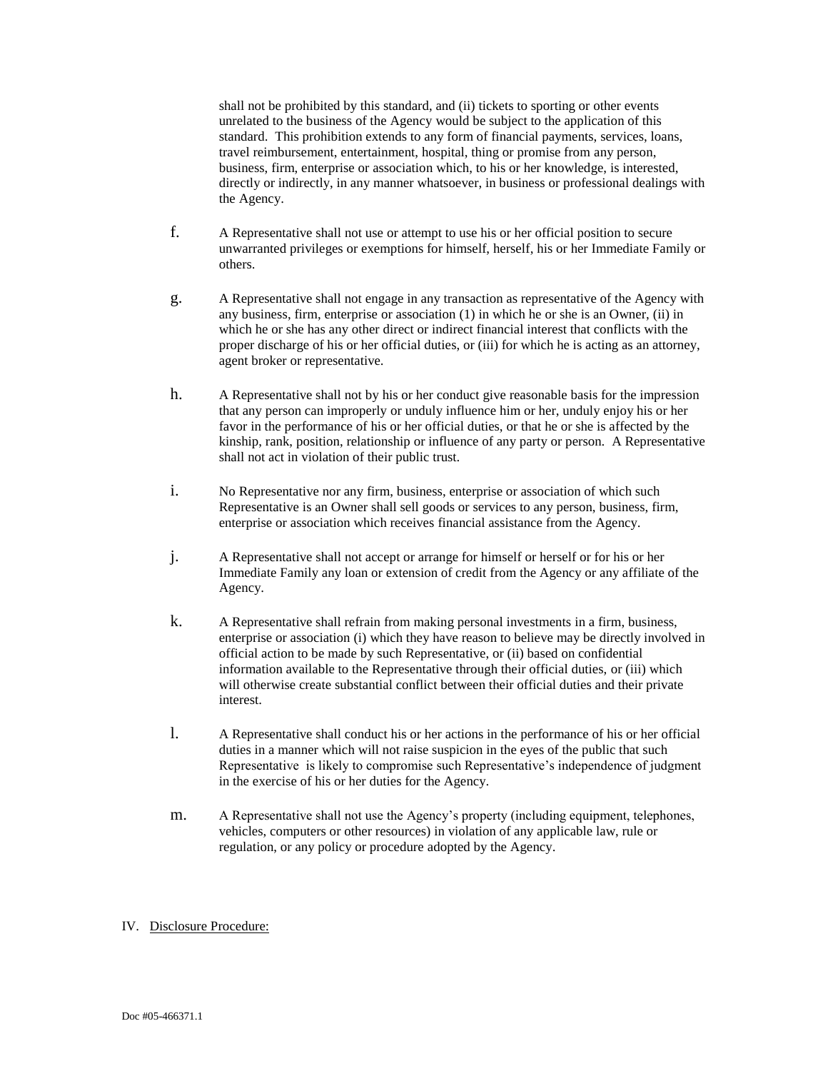shall not be prohibited by this standard, and (ii) tickets to sporting or other events unrelated to the business of the Agency would be subject to the application of this standard. This prohibition extends to any form of financial payments, services, loans, travel reimbursement, entertainment, hospital, thing or promise from any person, business, firm, enterprise or association which, to his or her knowledge, is interested, directly or indirectly, in any manner whatsoever, in business or professional dealings with the Agency.

f. A Representative shall not use or attempt to use his or her official position to secure unwarranted privileges or exemptions for himself, herself, his or her Immediate Family or others.

g. A Representative shall not engage in any transaction as representative of the Agency with any business, firm, enterprise or association (1) in which he or she is an Owner, (ii) in which he or she has any other direct or indirect financial interest that conflicts with the proper discharge of his or her official duties, or (iii) for which he is acting as an attorney, agent broker or representative.

h. A Representative shall not by his or her conduct give reasonable basis for the impression that any person can improperly or unduly influence him or her, unduly enjoy his or her favor in the performance of his or her official duties, or that he or she is affected by the kinship, rank, position, relationship or influence of any party or person. A Representative shall not act in violation of their public trust.

i. No Representative nor any firm, business, enterprise or association of which such Representative is an Owner shall sell goods or services to any person, business, firm, enterprise or association which receives financial assistance from the Agency.

j. A Representative shall not accept or arrange for himself or herself or for his or her Immediate Family any loan or extension of credit from the Agency or any affiliate of the Agency.

k. A Representative shall refrain from making personal investments in a firm, business, enterprise or association (i) which they have reason to believe may be directly involved in official action to be made by such Representative, or (ii) based on confidential information available to the Representative through their official duties, or (iii) which will otherwise create substantial conflict between their official duties and their private interest.

l. A Representative shall conduct his or her actions in the performance of his or her official duties in a manner which will not raise suspicion in the eyes of the public that such Representative is likely to compromise such Representative's independence of judgment in the exercise of his or her duties for the Agency.

m. A Representative shall not use the Agency's property (including equipment, telephones, vehicles, computers or other resources) in violation of any applicable law, rule or regulation, or any policy or procedure adopted by the Agency.

## IV. Disclosure Procedure: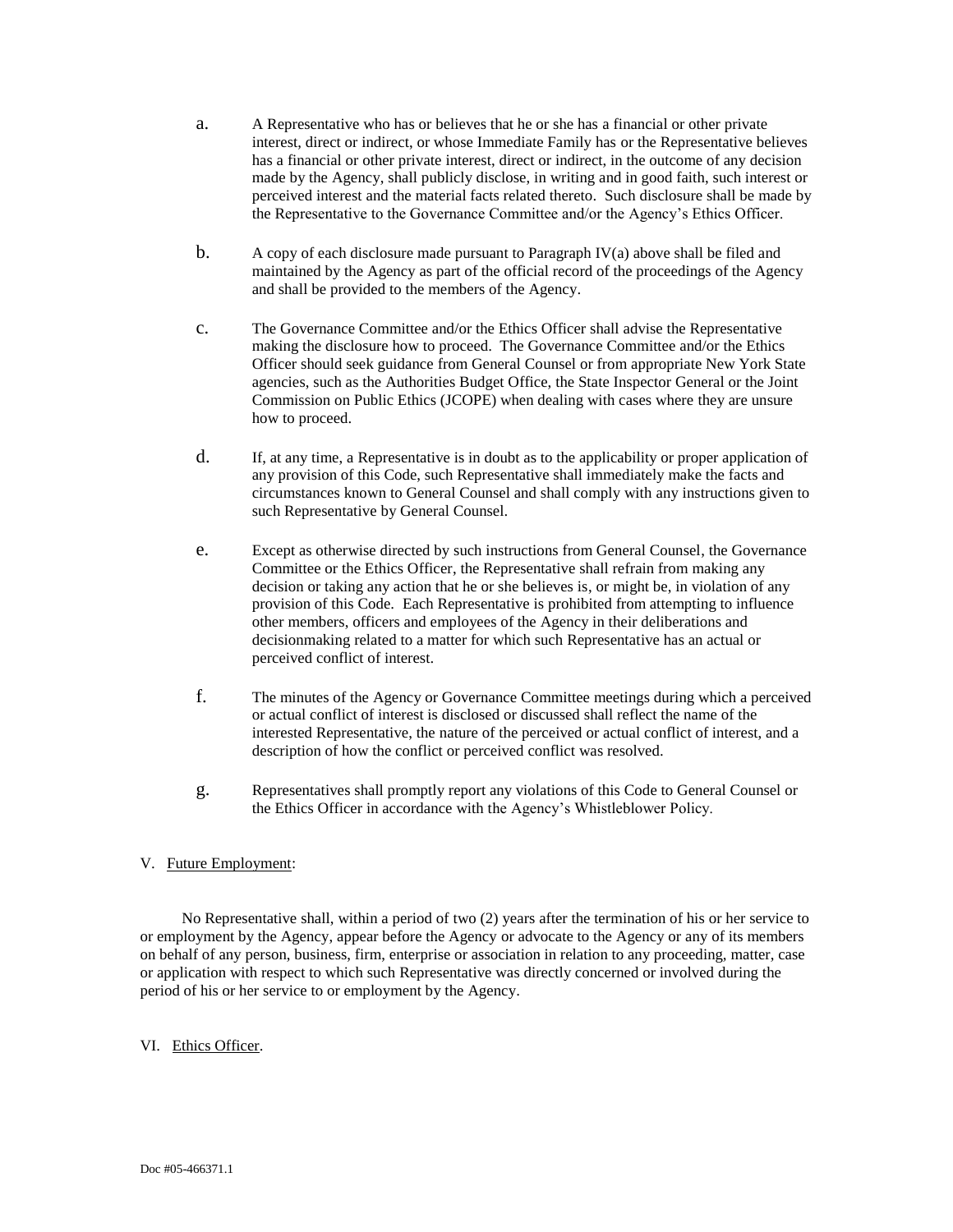a. A Representative who has or believes that he or she has a financial or other private interest, direct or indirect, or whose Immediate Family has or the Representative believes has a financial or other private interest, direct or indirect, in the outcome of any decision made by the Agency, shall publicly disclose, in writing and in good faith, such interest or perceived interest and the material facts related thereto. Such disclosure shall be made by the Representative to the Governance Committee and/or the Agency's Ethics Officer.

b. A copy of each disclosure made pursuant to Paragraph IV(a) above shall be filed and maintained by the Agency as part of the official record of the proceedings of the Agency and shall be provided to the members of the Agency.

c. The Governance Committee and/or the Ethics Officer shall advise the Representative making the disclosure how to proceed. The Governance Committee and/or the Ethics Officer should seek guidance from General Counsel or from appropriate New York State agencies, such as the Authorities Budget Office, the State Inspector General or the Joint Commission on Public Ethics (JCOPE) when dealing with cases where they are unsure how to proceed.

d. If, at any time, a Representative is in doubt as to the applicability or proper application of any provision of this Code, such Representative shall immediately make the facts and circumstances known to General Counsel and shall comply with any instructions given to such Representative by General Counsel.

e. Except as otherwise directed by such instructions from General Counsel, the Governance Committee or the Ethics Officer, the Representative shall refrain from making any decision or taking any action that he or she believes is, or might be, in violation of any provision of this Code. Each Representative is prohibited from attempting to influence other members, officers and employees of the Agency in their deliberations and decisionmaking related to a matter for which such Representative has an actual or perceived conflict of interest.

f. The minutes of the Agency or Governance Committee meetings during which a perceived or actual conflict of interest is disclosed or discussed shall reflect the name of the interested Representative, the nature of the perceived or actual conflict of interest, and a description of how the conflict or perceived conflict was resolved.

g. Representatives shall promptly report any violations of this Code to General Counsel or the Ethics Officer in accordance with the Agency's Whistleblower Policy.

V. Future Employment:

No Representative shall, within a period of two (2) years after the termination of his or her service to or employment by the Agency, appear before the Agency or advocate to the Agency or any of its members on behalf of any person, business, firm, enterprise or association in relation to any proceeding, matter, case or application with respect to which such Representative was directly concerned or involved during the period of his or her service to or employment by the Agency.

VI. Ethics Officer.

Doc #05-466371.1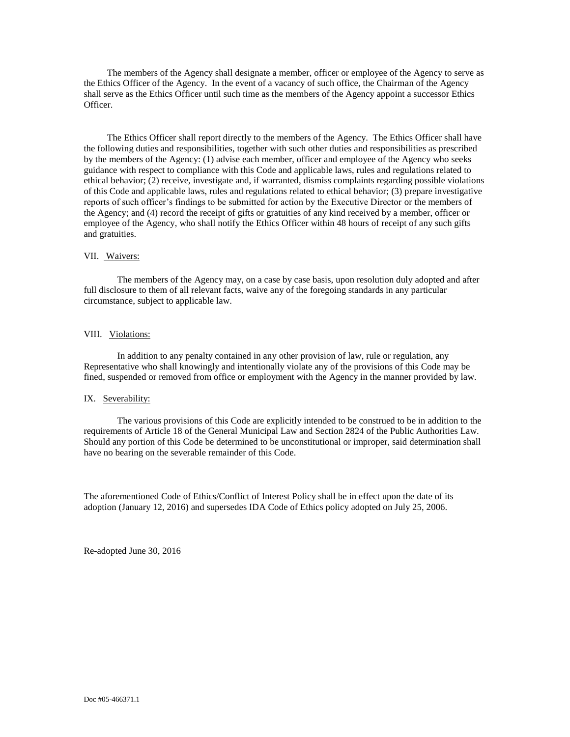The members of the Agency shall designate a member, officer or employee of the Agency to serve as the Ethics Officer of the Agency. In the event of a vacancy of such office, the Chairman of the Agency shall serve as the Ethics Officer until such time as the members of the Agency appoint a successor Ethics Officer.

The Ethics Officer shall report directly to the members of the Agency. The Ethics Officer shall have the following duties and responsibilities, together with such other duties and responsibilities as prescribed by the members of the Agency: (1) advise each member, officer and employee of the Agency who seeks guidance with respect to compliance with this Code and applicable laws, rules and regulations related to ethical behavior; (2) receive, investigate and, if warranted, dismiss complaints regarding possible violations of this Code and applicable laws, rules and regulations related to ethical behavior; (3) prepare investigative reports of such officer's findings to be submitted for action by the Executive Director or the members of the Agency; and (4) record the receipt of gifts or gratuities of any kind received by a member, officer or employee of the Agency, who shall notify the Ethics Officer within 48 hours of receipt of any such gifts and gratuities.

VII. Waivers:

The members of the Agency may, on a case by case basis, upon resolution duly adopted and after full disclosure to them of all relevant facts, waive any of the foregoing standards in any particular circumstance, subject to applicable law.

VIII. Violations:

In addition to any penalty contained in any other provision of law, rule or regulation, any Representative who shall knowingly and intentionally violate any of the provisions of this Code may be fined, suspended or removed from office or employment with the Agency in the manner provided by law.

IX. Severability:

The various provisions of this Code are explicitly intended to be construed to be in addition to the requirements of Article 18 of the General Municipal Law and Section 2824 of the Public Authorities Law. Should any portion of this Code be determined to be unconstitutional or improper, said determination shall have no bearing on the severable remainder of this Code.

The aforementioned Code of Ethics/Conflict of Interest Policy shall be in effect upon the date of its adoption (January 12, 2016) and supersedes IDA Code of Ethics policy adopted on July 25, 2006.

Re-adopted June 30, 2016

Doc #05-466371.1